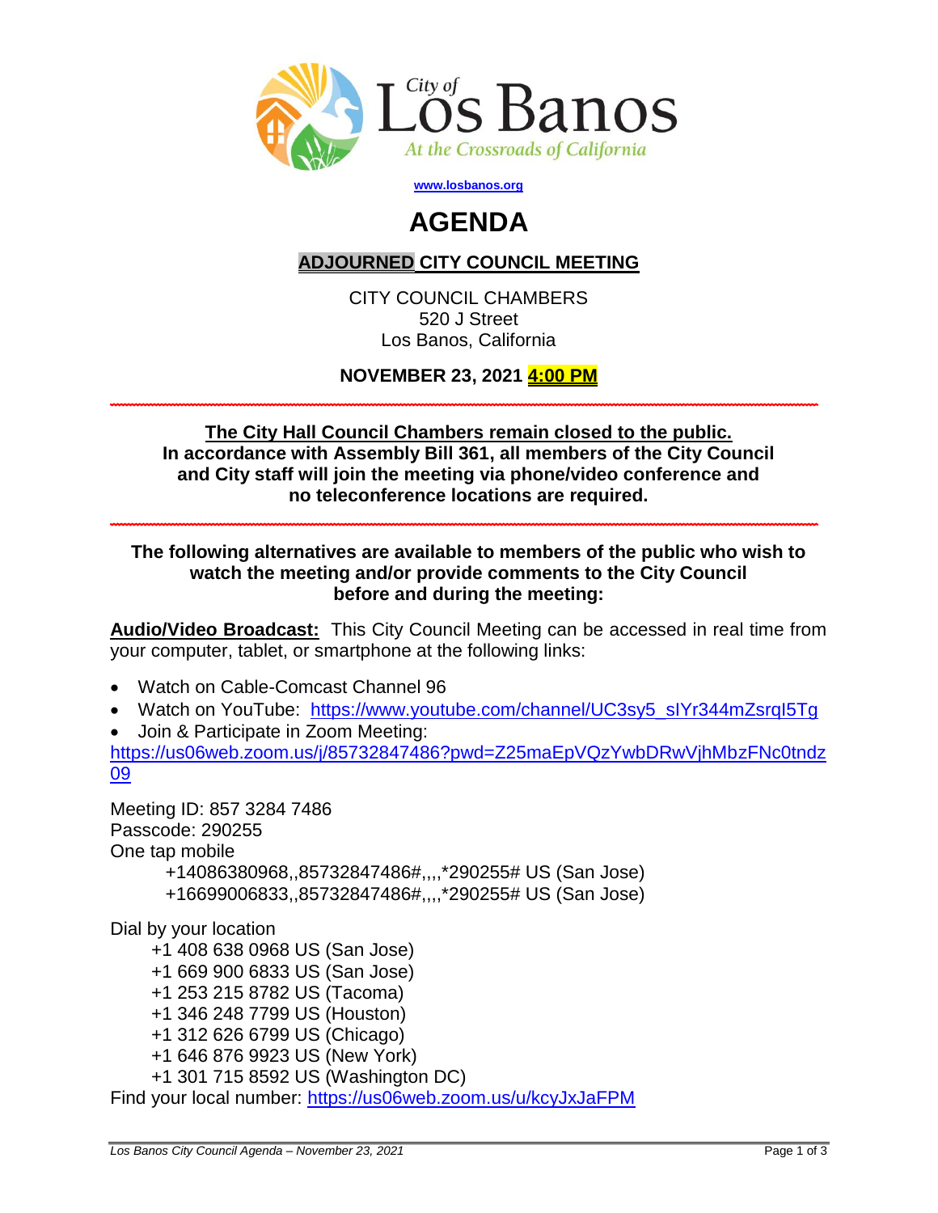City of Los Banos

*At the Crossroads of California*

**www.losbanos.org**

# AGENDA

## ADJOURNED CITY COUNCIL MEETING

CITY COUNCIL CHAMBERS
520 J Street
Los Banos, California

**NOVEMBER 23, 2021 4:00 PM**

**The City Hall Council Chambers remain closed to the public.**
**In accordance with Assembly Bill 361, all members of the City Council and City staff will join the meeting via phone/video conference and no teleconference locations are required.**

**The following alternatives are available to members of the public who wish to watch the meeting and/or provide comments to the City Council before and during the meeting:**

**Audio/Video Broadcast:** This City Council Meeting can be accessed in real time from your computer, tablet, or smartphone at the following links:

- Watch on Cable-Comcast Channel 96
- Watch on YouTube: https://www.youtube.com/channel/UC3sy5_sIYr344mZsrqI5Tg
- Join & Participate in Zoom Meeting: https://us06web.zoom.us/j/85732847486?pwd=Z25maEpVQzYwbDRwVjhMbzFNc0tndz09

Meeting ID: 857 3284 7486
Passcode: 290255
One tap mobile
+14086380968,,85732847486#,,,,*290255# US (San Jose)
+16699006833,,85732847486#,,,,*290255# US (San Jose)

Dial by your location
+1 408 638 0968 US (San Jose)
+1 669 900 6833 US (San Jose)
+1 253 215 8782 US (Tacoma)
+1 346 248 7799 US (Houston)
+1 312 626 6799 US (Chicago)
+1 646 876 9923 US (New York)
+1 301 715 8592 US (Washington DC)
Find your local number: https://us06web.zoom.us/u/kcyJxJaFPM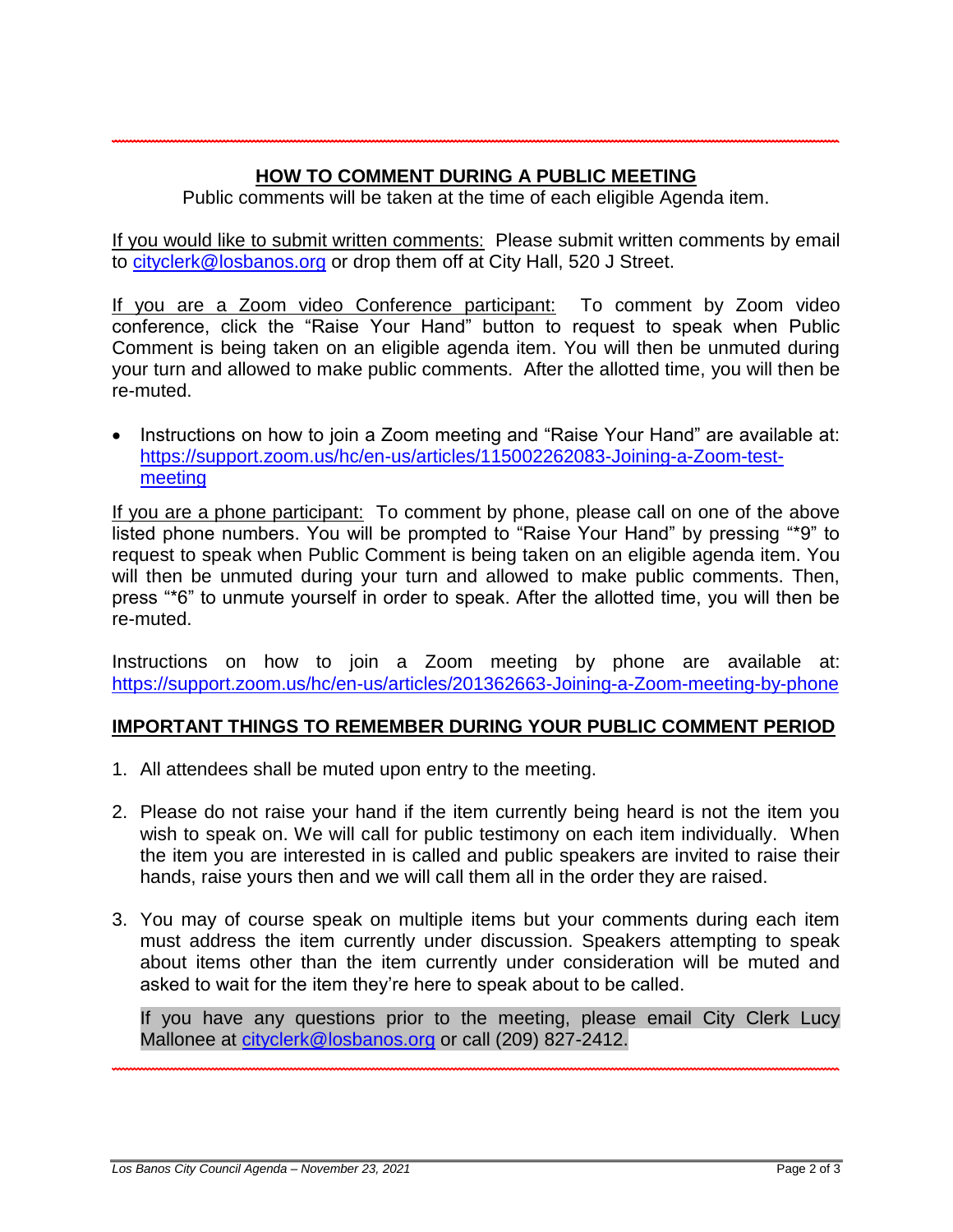## HOW TO COMMENT DURING A PUBLIC MEETING

Public comments will be taken at the time of each eligible Agenda item.

If you would like to submit written comments: Please submit written comments by email to cityclerk@losbanos.org or drop them off at City Hall, 520 J Street.

If you are a Zoom video Conference participant: To comment by Zoom video conference, click the "Raise Your Hand" button to request to speak when Public Comment is being taken on an eligible agenda item. You will then be unmuted during your turn and allowed to make public comments. After the allotted time, you will then be re-muted.

- Instructions on how to join a Zoom meeting and "Raise Your Hand" are available at: https://support.zoom.us/hc/en-us/articles/115002262083-Joining-a-Zoom-test-meeting

If you are a phone participant: To comment by phone, please call on one of the above listed phone numbers. You will be prompted to "Raise Your Hand" by pressing "*9" to request to speak when Public Comment is being taken on an eligible agenda item. You will then be unmuted during your turn and allowed to make public comments. Then, press "*6" to unmute yourself in order to speak. After the allotted time, you will then be re-muted.

Instructions on how to join a Zoom meeting by phone are available at: https://support.zoom.us/hc/en-us/articles/201362663-Joining-a-Zoom-meeting-by-phone

## IMPORTANT THINGS TO REMEMBER DURING YOUR PUBLIC COMMENT PERIOD

1. All attendees shall be muted upon entry to the meeting.

2. Please do not raise your hand if the item currently being heard is not the item you wish to speak on. We will call for public testimony on each item individually. When the item you are interested in is called and public speakers are invited to raise their hands, raise yours then and we will call them all in the order they are raised.

3. You may of course speak on multiple items but your comments during each item must address the item currently under discussion. Speakers attempting to speak about items other than the item currently under consideration will be muted and asked to wait for the item they're here to speak about to be called.

   If you have any questions prior to the meeting, please email City Clerk Lucy Mallonee at cityclerk@losbanos.org or call (209) 827-2412.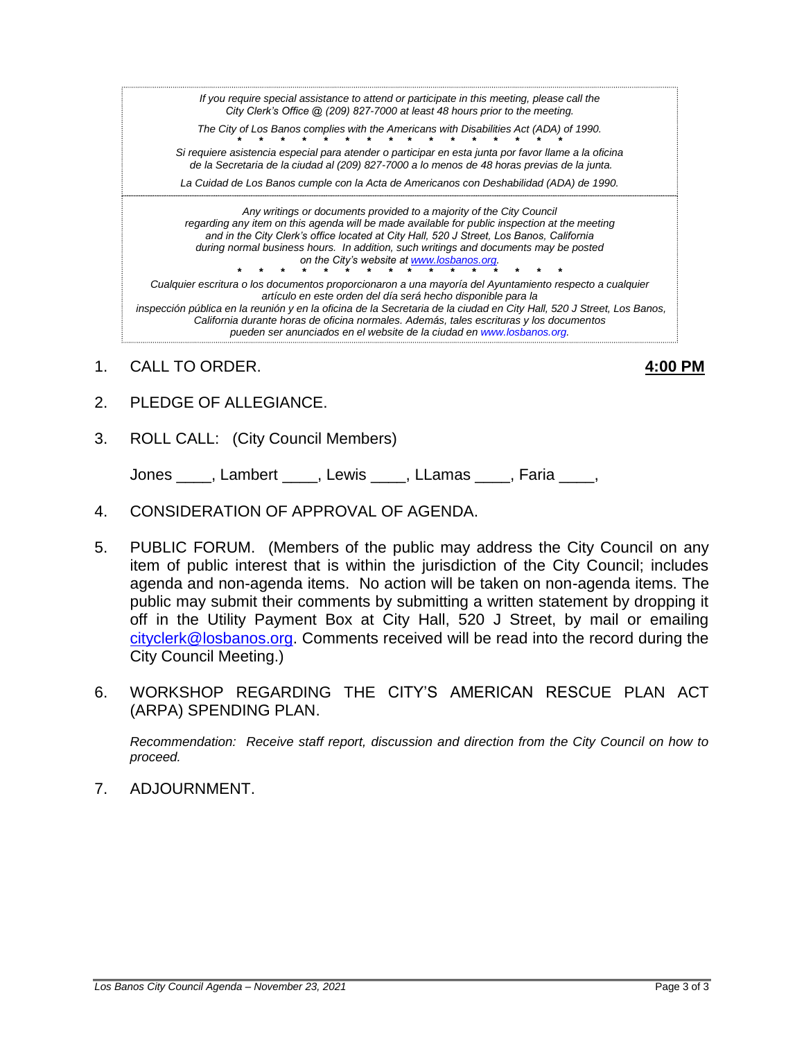*If you require special assistance to attend or participate in this meeting, please call the City Clerk's Office @ (209) 827-7000 at least 48 hours prior to the meeting.*

*The City of Los Banos complies with the Americans with Disabilities Act (ADA) of 1990.*

\* \* \* \* \* \* \* \* \* \* \* \* \* \* \* \*

*Si requiere asistencia especial para atender o participar en esta junta por favor llame a la oficina de la Secretaria de la ciudad al (209) 827-7000 a lo menos de 48 horas previas de la junta.*

*La Cuidad de Los Banos cumple con la Acta de Americanos con Deshabilidad (ADA) de 1990.*

---

*Any writings or documents provided to a majority of the City Council regarding any item on this agenda will be made available for public inspection at the meeting and in the City Clerk's office located at City Hall, 520 J Street, Los Banos, California during normal business hours. In addition, such writings and documents may be posted on the City's website at www.losbanos.org.*

\* \* \* \* \* \* \* \* \* \* \* \* \* \* \* \* \* \* \* \*

*Cualquier escritura o los documentos proporcionaron a una mayoría del Ayuntamiento respecto a cualquier artículo en este orden del día será hecho disponible para la inspección pública en la reunión y en la oficina de la Secretaria de la ciudad en City Hall, 520 J Street, Los Banos, California durante horas de oficina normales. Además, tales escrituras y los documentos pueden ser anunciados en el website de la ciudad en www.losbanos.org.*

---

1. CALL TO ORDER. **4:00 PM**

2. PLEDGE OF ALLEGIANCE.

3. ROLL CALL: (City Council Members)

   Jones \_\_\_\_, Lambert \_\_\_\_, Lewis \_\_\_\_, LLamas \_\_\_\_, Faria \_\_\_\_,

4. CONSIDERATION OF APPROVAL OF AGENDA.

5. PUBLIC FORUM. (Members of the public may address the City Council on any item of public interest that is within the jurisdiction of the City Council; includes agenda and non-agenda items. No action will be taken on non-agenda items. The public may submit their comments by submitting a written statement by dropping it off in the Utility Payment Box at City Hall, 520 J Street, by mail or emailing cityclerk@losbanos.org. Comments received will be read into the record during the City Council Meeting.)

6. WORKSHOP REGARDING THE CITY'S AMERICAN RESCUE PLAN ACT (ARPA) SPENDING PLAN.

   *Recommendation: Receive staff report, discussion and direction from the City Council on how to proceed.*

7. ADJOURNMENT.